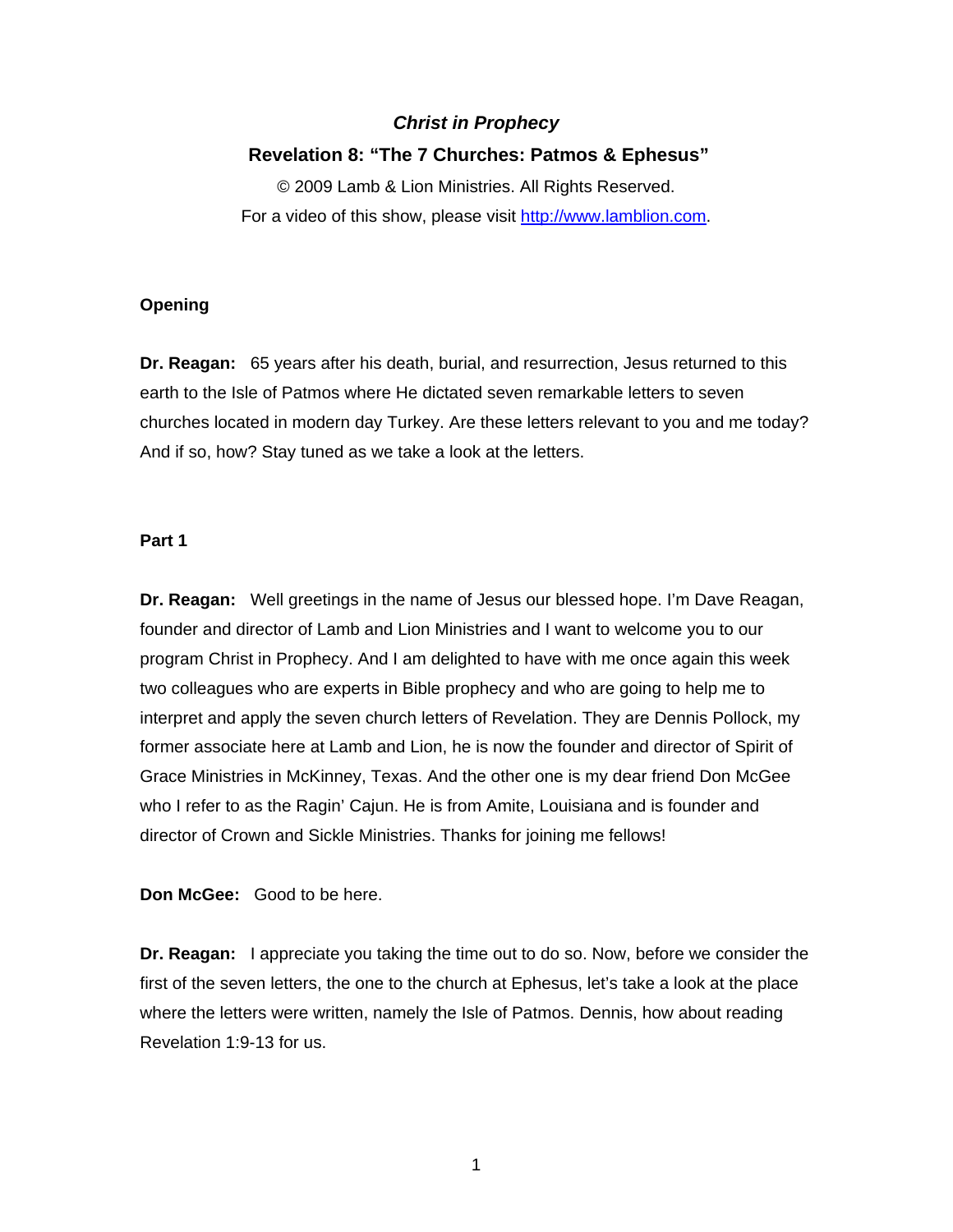# *Christ in Prophecy*

## Revelation 8: "The 7 Churches: Patmos & Ephesus"

© 2009 Lamb & Lion Ministries. All Rights Reserved.

For a video of this show, please visit http://www.lamblion.com.

### Opening

**Dr. Reagan:** 65 years after his death, burial, and resurrection, Jesus returned to this earth to the Isle of Patmos where He dictated seven remarkable letters to seven churches located in modern day Turkey. Are these letters relevant to you and me today? And if so, how? Stay tuned as we take a look at the letters.

### Part 1

**Dr. Reagan:** Well greetings in the name of Jesus our blessed hope. I'm Dave Reagan, founder and director of Lamb and Lion Ministries and I want to welcome you to our program Christ in Prophecy. And I am delighted to have with me once again this week two colleagues who are experts in Bible prophecy and who are going to help me to interpret and apply the seven church letters of Revelation. They are Dennis Pollock, my former associate here at Lamb and Lion, he is now the founder and director of Spirit of Grace Ministries in McKinney, Texas. And the other one is my dear friend Don McGee who I refer to as the Ragin' Cajun. He is from Amite, Louisiana and is founder and director of Crown and Sickle Ministries. Thanks for joining me fellows!

**Don McGee:** Good to be here.

**Dr. Reagan:** I appreciate you taking the time out to do so. Now, before we consider the first of the seven letters, the one to the church at Ephesus, let's take a look at the place where the letters were written, namely the Isle of Patmos. Dennis, how about reading Revelation 1:9-13 for us.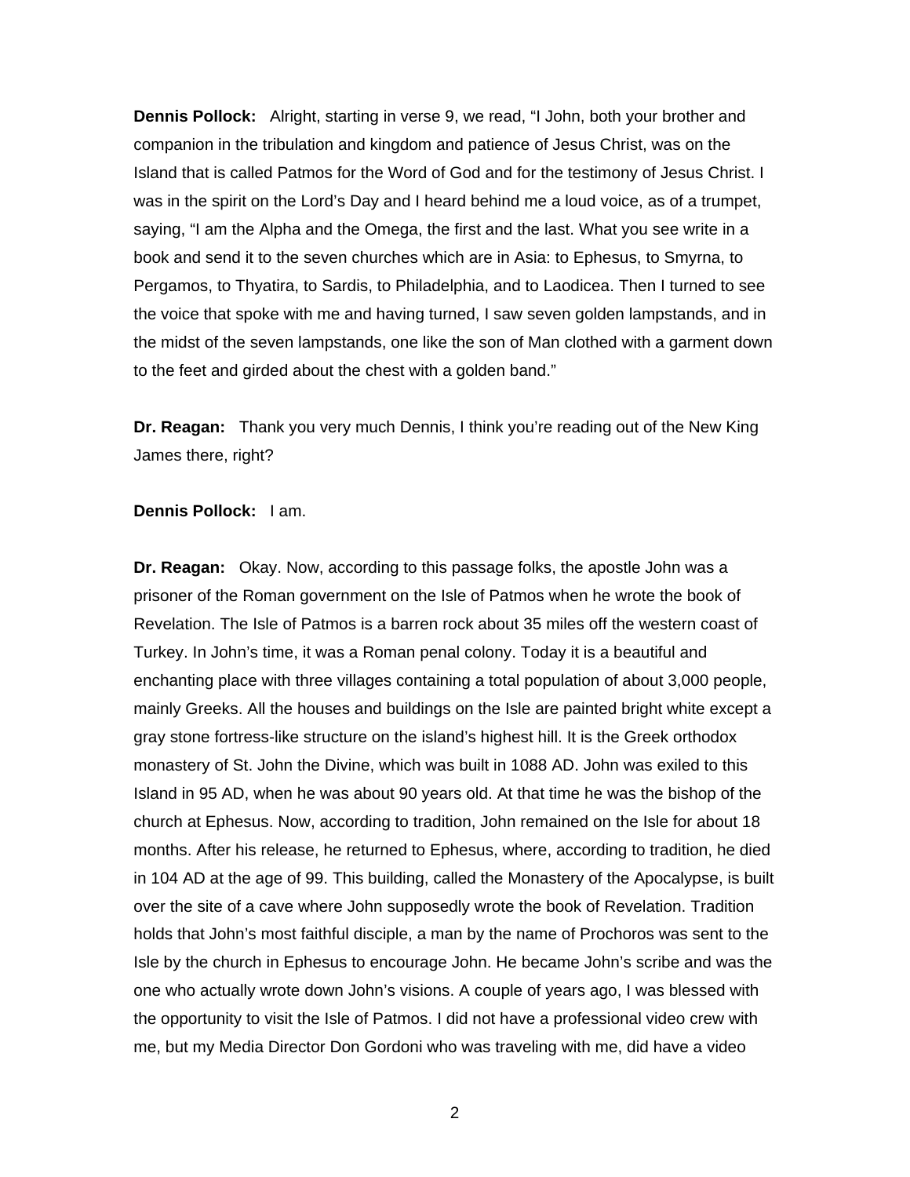**Dennis Pollock:** Alright, starting in verse 9, we read, "I John, both your brother and companion in the tribulation and kingdom and patience of Jesus Christ, was on the Island that is called Patmos for the Word of God and for the testimony of Jesus Christ. I was in the spirit on the Lord's Day and I heard behind me a loud voice, as of a trumpet, saying, "I am the Alpha and the Omega, the first and the last. What you see write in a book and send it to the seven churches which are in Asia: to Ephesus, to Smyrna, to Pergamos, to Thyatira, to Sardis, to Philadelphia, and to Laodicea. Then I turned to see the voice that spoke with me and having turned, I saw seven golden lampstands, and in the midst of the seven lampstands, one like the son of Man clothed with a garment down to the feet and girded about the chest with a golden band."

**Dr. Reagan:** Thank you very much Dennis, I think you're reading out of the New King James there, right?

**Dennis Pollock:** I am.

**Dr. Reagan:** Okay. Now, according to this passage folks, the apostle John was a prisoner of the Roman government on the Isle of Patmos when he wrote the book of Revelation. The Isle of Patmos is a barren rock about 35 miles off the western coast of Turkey. In John's time, it was a Roman penal colony. Today it is a beautiful and enchanting place with three villages containing a total population of about 3,000 people, mainly Greeks. All the houses and buildings on the Isle are painted bright white except a gray stone fortress-like structure on the island's highest hill. It is the Greek orthodox monastery of St. John the Divine, which was built in 1088 AD. John was exiled to this Island in 95 AD, when he was about 90 years old. At that time he was the bishop of the church at Ephesus. Now, according to tradition, John remained on the Isle for about 18 months. After his release, he returned to Ephesus, where, according to tradition, he died in 104 AD at the age of 99. This building, called the Monastery of the Apocalypse, is built over the site of a cave where John supposedly wrote the book of Revelation. Tradition holds that John's most faithful disciple, a man by the name of Prochoros was sent to the Isle by the church in Ephesus to encourage John. He became John's scribe and was the one who actually wrote down John's visions. A couple of years ago, I was blessed with the opportunity to visit the Isle of Patmos. I did not have a professional video crew with me, but my Media Director Don Gordoni who was traveling with me, did have a video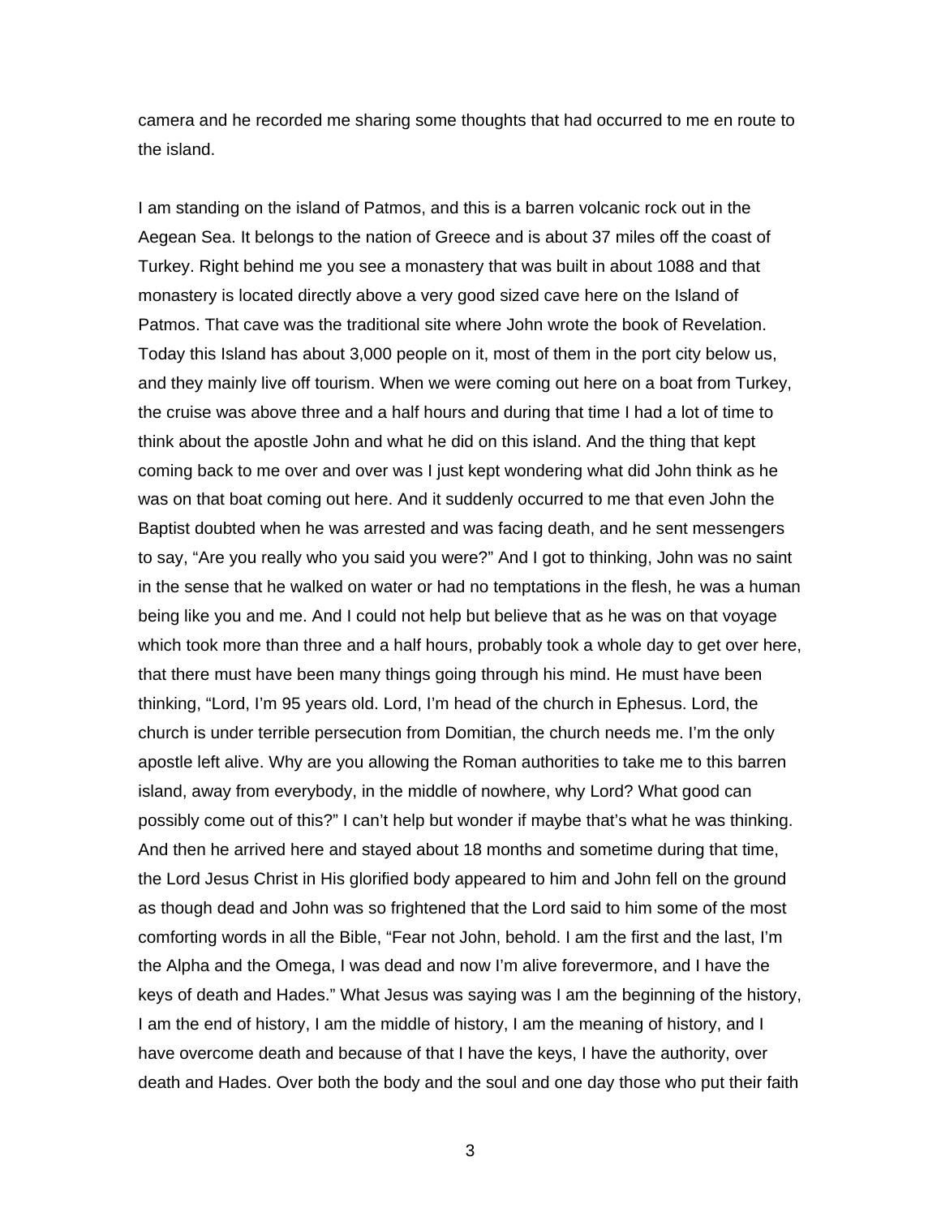camera and he recorded me sharing some thoughts that had occurred to me en route to the island.

I am standing on the island of Patmos, and this is a barren volcanic rock out in the Aegean Sea. It belongs to the nation of Greece and is about 37 miles off the coast of Turkey. Right behind me you see a monastery that was built in about 1088 and that monastery is located directly above a very good sized cave here on the Island of Patmos. That cave was the traditional site where John wrote the book of Revelation. Today this Island has about 3,000 people on it, most of them in the port city below us, and they mainly live off tourism. When we were coming out here on a boat from Turkey, the cruise was above three and a half hours and during that time I had a lot of time to think about the apostle John and what he did on this island. And the thing that kept coming back to me over and over was I just kept wondering what did John think as he was on that boat coming out here. And it suddenly occurred to me that even John the Baptist doubted when he was arrested and was facing death, and he sent messengers to say, “Are you really who you said you were?” And I got to thinking, John was no saint in the sense that he walked on water or had no temptations in the flesh, he was a human being like you and me. And I could not help but believe that as he was on that voyage which took more than three and a half hours, probably took a whole day to get over here, that there must have been many things going through his mind. He must have been thinking, “Lord, I’m 95 years old. Lord, I’m head of the church in Ephesus. Lord, the church is under terrible persecution from Domitian, the church needs me. I’m the only apostle left alive. Why are you allowing the Roman authorities to take me to this barren island, away from everybody, in the middle of nowhere, why Lord? What good can possibly come out of this?” I can’t help but wonder if maybe that’s what he was thinking. And then he arrived here and stayed about 18 months and sometime during that time, the Lord Jesus Christ in His glorified body appeared to him and John fell on the ground as though dead and John was so frightened that the Lord said to him some of the most comforting words in all the Bible, “Fear not John, behold. I am the first and the last, I’m the Alpha and the Omega, I was dead and now I’m alive forevermore, and I have the keys of death and Hades.” What Jesus was saying was I am the beginning of the history, I am the end of history, I am the middle of history, I am the meaning of history, and I have overcome death and because of that I have the keys, I have the authority, over death and Hades. Over both the body and the soul and one day those who put their faith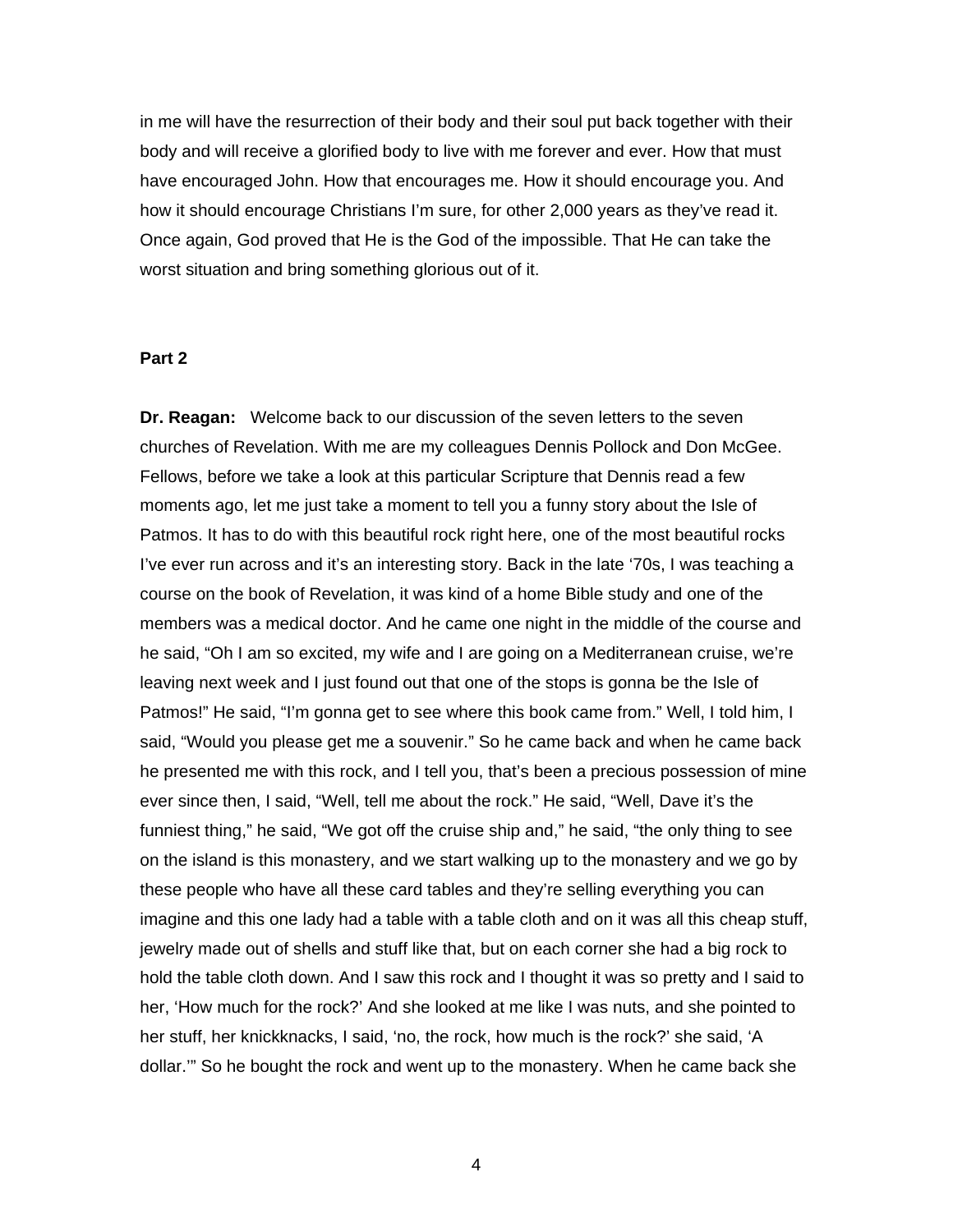in me will have the resurrection of their body and their soul put back together with their body and will receive a glorified body to live with me forever and ever. How that must have encouraged John. How that encourages me. How it should encourage you. And how it should encourage Christians I'm sure, for other 2,000 years as they've read it. Once again, God proved that He is the God of the impossible. That He can take the worst situation and bring something glorious out of it.

**Part 2**

**Dr. Reagan:** Welcome back to our discussion of the seven letters to the seven churches of Revelation. With me are my colleagues Dennis Pollock and Don McGee. Fellows, before we take a look at this particular Scripture that Dennis read a few moments ago, let me just take a moment to tell you a funny story about the Isle of Patmos. It has to do with this beautiful rock right here, one of the most beautiful rocks I've ever run across and it's an interesting story. Back in the late '70s, I was teaching a course on the book of Revelation, it was kind of a home Bible study and one of the members was a medical doctor. And he came one night in the middle of the course and he said, "Oh I am so excited, my wife and I are going on a Mediterranean cruise, we're leaving next week and I just found out that one of the stops is gonna be the Isle of Patmos!" He said, "I'm gonna get to see where this book came from." Well, I told him, I said, "Would you please get me a souvenir." So he came back and when he came back he presented me with this rock, and I tell you, that's been a precious possession of mine ever since then, I said, "Well, tell me about the rock." He said, "Well, Dave it's the funniest thing," he said, "We got off the cruise ship and," he said, "the only thing to see on the island is this monastery, and we start walking up to the monastery and we go by these people who have all these card tables and they're selling everything you can imagine and this one lady had a table with a table cloth and on it was all this cheap stuff, jewelry made out of shells and stuff like that, but on each corner she had a big rock to hold the table cloth down. And I saw this rock and I thought it was so pretty and I said to her, 'How much for the rock?' And she looked at me like I was nuts, and she pointed to her stuff, her knickknacks, I said, 'no, the rock, how much is the rock?' she said, 'A dollar.'" So he bought the rock and went up to the monastery. When he came back she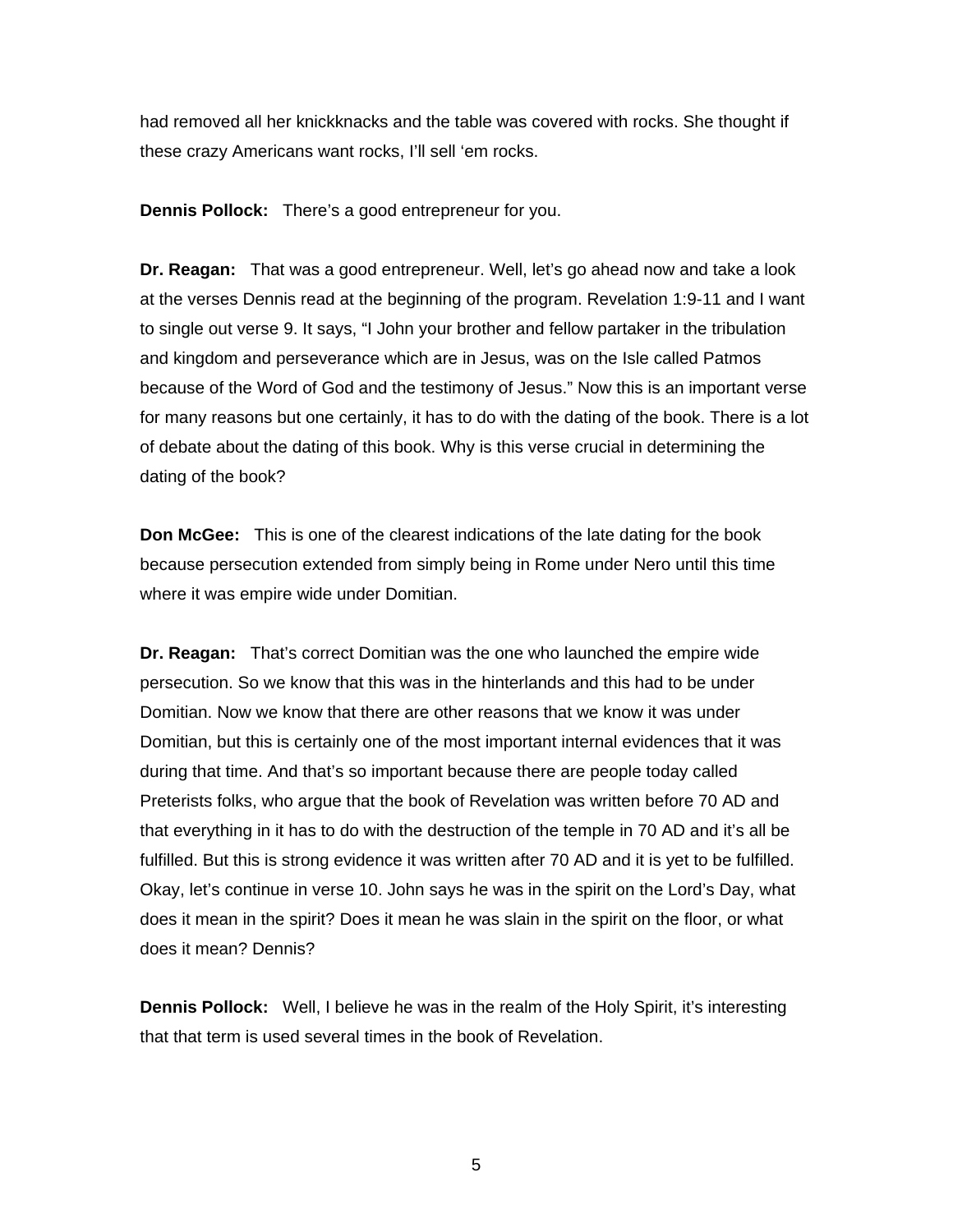had removed all her knickknacks and the table was covered with rocks. She thought if these crazy Americans want rocks, I'll sell 'em rocks.

**Dennis Pollock:** There's a good entrepreneur for you.

**Dr. Reagan:** That was a good entrepreneur. Well, let's go ahead now and take a look at the verses Dennis read at the beginning of the program. Revelation 1:9-11 and I want to single out verse 9. It says, "I John your brother and fellow partaker in the tribulation and kingdom and perseverance which are in Jesus, was on the Isle called Patmos because of the Word of God and the testimony of Jesus." Now this is an important verse for many reasons but one certainly, it has to do with the dating of the book. There is a lot of debate about the dating of this book. Why is this verse crucial in determining the dating of the book?

**Don McGee:** This is one of the clearest indications of the late dating for the book because persecution extended from simply being in Rome under Nero until this time where it was empire wide under Domitian.

**Dr. Reagan:** That's correct Domitian was the one who launched the empire wide persecution. So we know that this was in the hinterlands and this had to be under Domitian. Now we know that there are other reasons that we know it was under Domitian, but this is certainly one of the most important internal evidences that it was during that time. And that's so important because there are people today called Preterists folks, who argue that the book of Revelation was written before 70 AD and that everything in it has to do with the destruction of the temple in 70 AD and it's all be fulfilled. But this is strong evidence it was written after 70 AD and it is yet to be fulfilled. Okay, let's continue in verse 10. John says he was in the spirit on the Lord's Day, what does it mean in the spirit? Does it mean he was slain in the spirit on the floor, or what does it mean? Dennis?

**Dennis Pollock:** Well, I believe he was in the realm of the Holy Spirit, it's interesting that that term is used several times in the book of Revelation.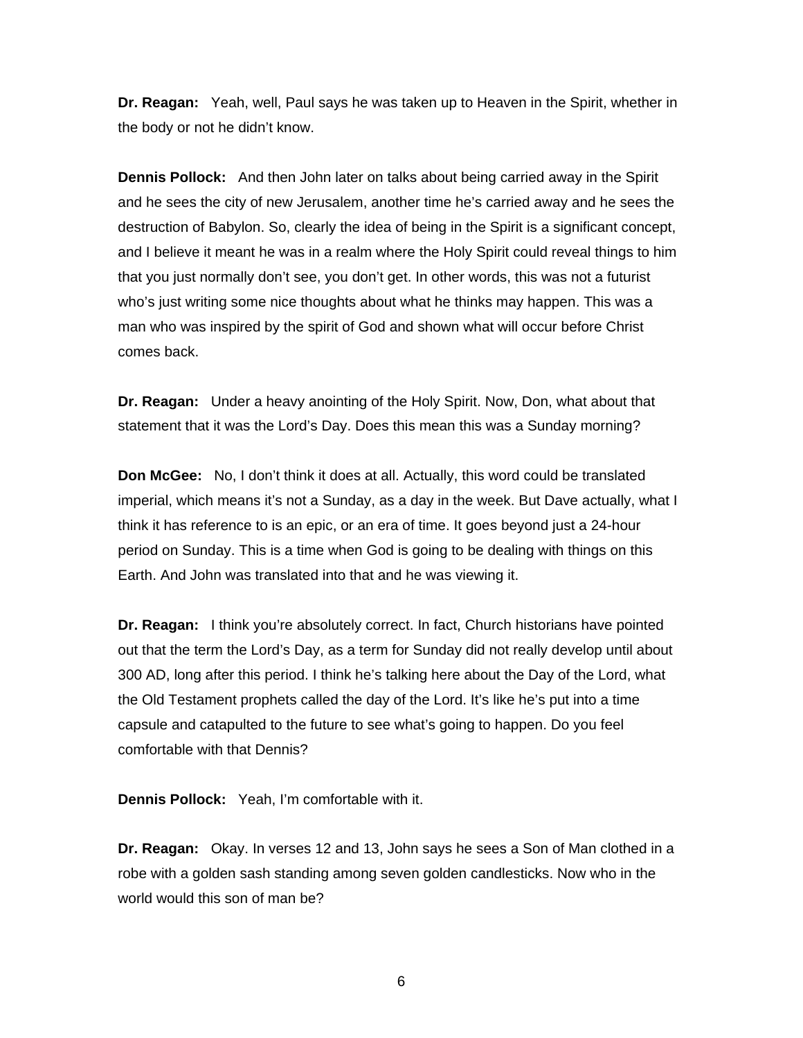**Dr. Reagan:** Yeah, well, Paul says he was taken up to Heaven in the Spirit, whether in the body or not he didn't know.

**Dennis Pollock:** And then John later on talks about being carried away in the Spirit and he sees the city of new Jerusalem, another time he's carried away and he sees the destruction of Babylon. So, clearly the idea of being in the Spirit is a significant concept, and I believe it meant he was in a realm where the Holy Spirit could reveal things to him that you just normally don't see, you don't get. In other words, this was not a futurist who's just writing some nice thoughts about what he thinks may happen. This was a man who was inspired by the spirit of God and shown what will occur before Christ comes back.

**Dr. Reagan:** Under a heavy anointing of the Holy Spirit. Now, Don, what about that statement that it was the Lord's Day. Does this mean this was a Sunday morning?

**Don McGee:** No, I don't think it does at all. Actually, this word could be translated imperial, which means it's not a Sunday, as a day in the week. But Dave actually, what I think it has reference to is an epic, or an era of time. It goes beyond just a 24-hour period on Sunday. This is a time when God is going to be dealing with things on this Earth. And John was translated into that and he was viewing it.

**Dr. Reagan:** I think you're absolutely correct. In fact, Church historians have pointed out that the term the Lord's Day, as a term for Sunday did not really develop until about 300 AD, long after this period. I think he's talking here about the Day of the Lord, what the Old Testament prophets called the day of the Lord. It's like he's put into a time capsule and catapulted to the future to see what's going to happen. Do you feel comfortable with that Dennis?

**Dennis Pollock:** Yeah, I'm comfortable with it.

**Dr. Reagan:** Okay. In verses 12 and 13, John says he sees a Son of Man clothed in a robe with a golden sash standing among seven golden candlesticks. Now who in the world would this son of man be?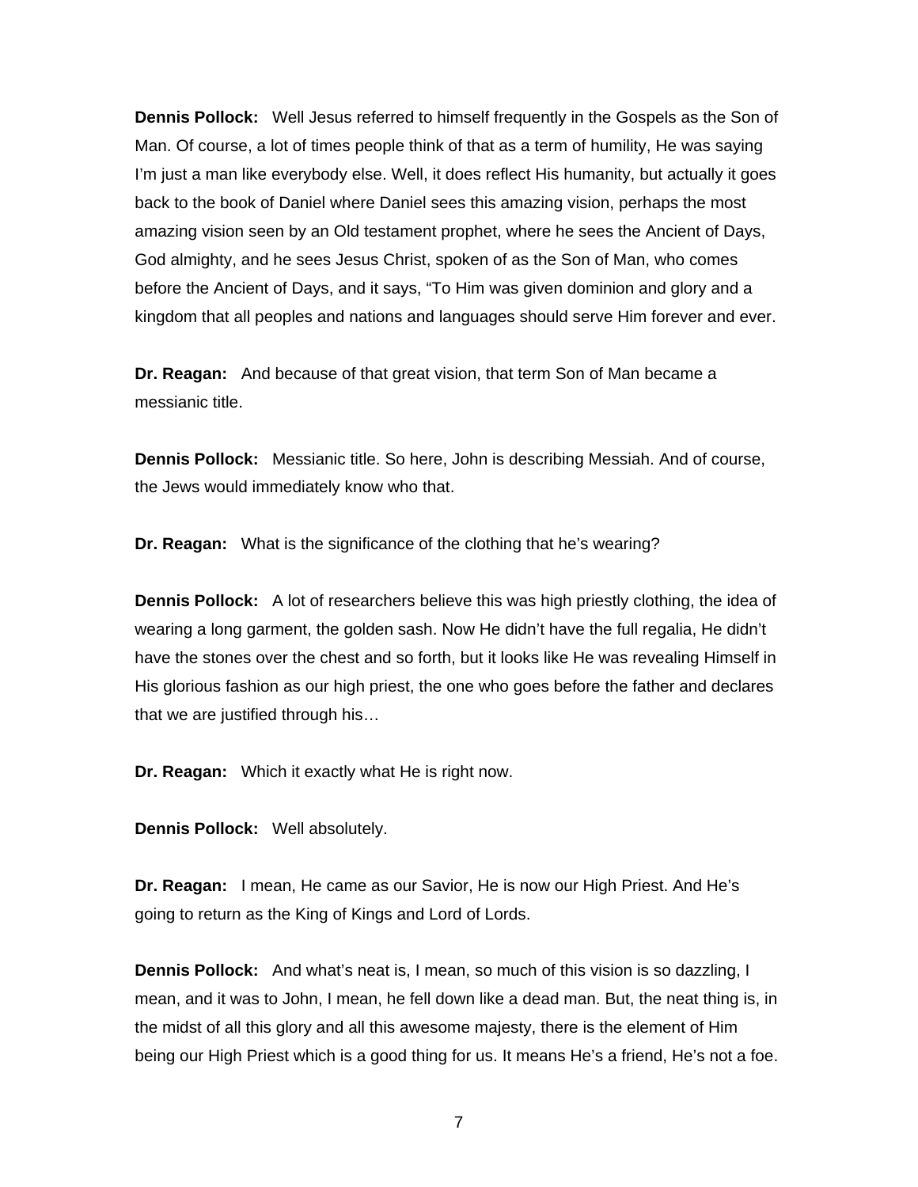**Dennis Pollock:** Well Jesus referred to himself frequently in the Gospels as the Son of Man. Of course, a lot of times people think of that as a term of humility, He was saying I'm just a man like everybody else. Well, it does reflect His humanity, but actually it goes back to the book of Daniel where Daniel sees this amazing vision, perhaps the most amazing vision seen by an Old testament prophet, where he sees the Ancient of Days, God almighty, and he sees Jesus Christ, spoken of as the Son of Man, who comes before the Ancient of Days, and it says, "To Him was given dominion and glory and a kingdom that all peoples and nations and languages should serve Him forever and ever.

**Dr. Reagan:** And because of that great vision, that term Son of Man became a messianic title.

**Dennis Pollock:** Messianic title. So here, John is describing Messiah. And of course, the Jews would immediately know who that.

**Dr. Reagan:** What is the significance of the clothing that he's wearing?

**Dennis Pollock:** A lot of researchers believe this was high priestly clothing, the idea of wearing a long garment, the golden sash. Now He didn't have the full regalia, He didn't have the stones over the chest and so forth, but it looks like He was revealing Himself in His glorious fashion as our high priest, the one who goes before the father and declares that we are justified through his…

**Dr. Reagan:** Which it exactly what He is right now.

**Dennis Pollock:** Well absolutely.

**Dr. Reagan:** I mean, He came as our Savior, He is now our High Priest. And He's going to return as the King of Kings and Lord of Lords.

**Dennis Pollock:** And what's neat is, I mean, so much of this vision is so dazzling, I mean, and it was to John, I mean, he fell down like a dead man. But, the neat thing is, in the midst of all this glory and all this awesome majesty, there is the element of Him being our High Priest which is a good thing for us. It means He's a friend, He's not a foe.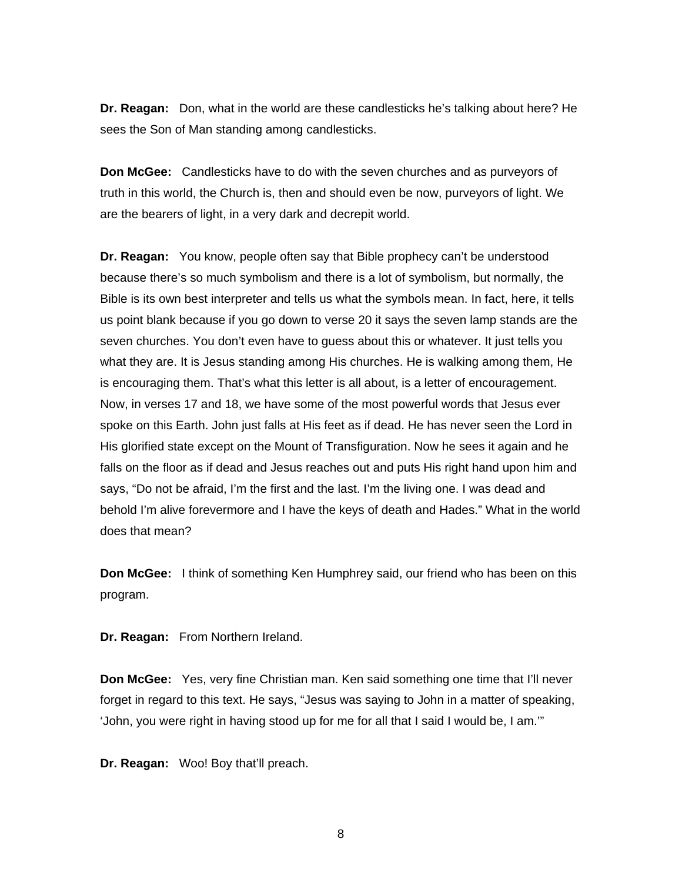**Dr. Reagan:** Don, what in the world are these candlesticks he's talking about here? He sees the Son of Man standing among candlesticks.

**Don McGee:** Candlesticks have to do with the seven churches and as purveyors of truth in this world, the Church is, then and should even be now, purveyors of light. We are the bearers of light, in a very dark and decrepit world.

**Dr. Reagan:** You know, people often say that Bible prophecy can't be understood because there's so much symbolism and there is a lot of symbolism, but normally, the Bible is its own best interpreter and tells us what the symbols mean. In fact, here, it tells us point blank because if you go down to verse 20 it says the seven lamp stands are the seven churches. You don't even have to guess about this or whatever. It just tells you what they are. It is Jesus standing among His churches. He is walking among them, He is encouraging them. That's what this letter is all about, is a letter of encouragement. Now, in verses 17 and 18, we have some of the most powerful words that Jesus ever spoke on this Earth. John just falls at His feet as if dead. He has never seen the Lord in His glorified state except on the Mount of Transfiguration. Now he sees it again and he falls on the floor as if dead and Jesus reaches out and puts His right hand upon him and says, "Do not be afraid, I'm the first and the last. I'm the living one. I was dead and behold I'm alive forevermore and I have the keys of death and Hades." What in the world does that mean?

**Don McGee:** I think of something Ken Humphrey said, our friend who has been on this program.

**Dr. Reagan:** From Northern Ireland.

**Don McGee:** Yes, very fine Christian man. Ken said something one time that I'll never forget in regard to this text. He says, "Jesus was saying to John in a matter of speaking, 'John, you were right in having stood up for me for all that I said I would be, I am.'"

**Dr. Reagan:** Woo! Boy that'll preach.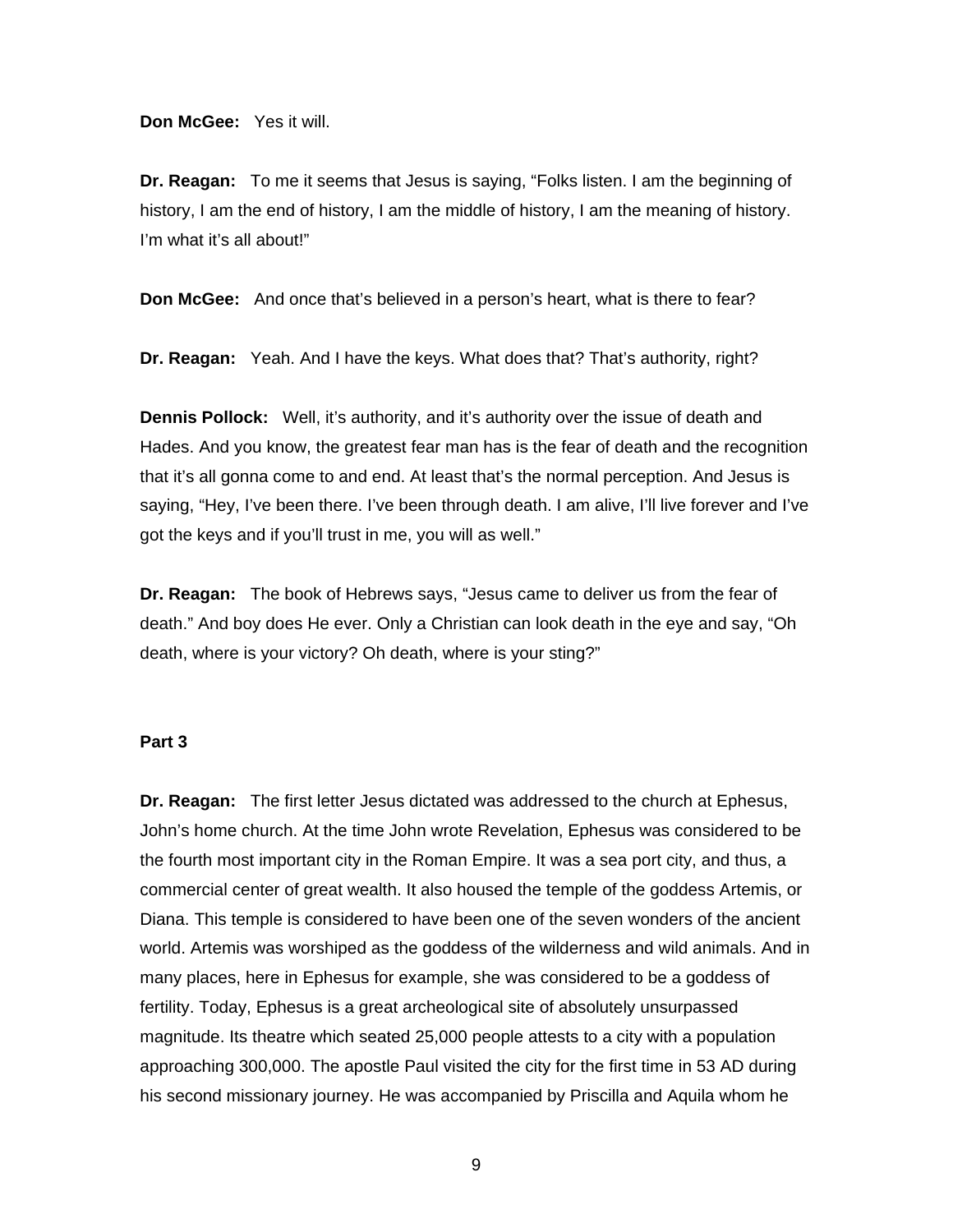**Don McGee:** Yes it will.

**Dr. Reagan:** To me it seems that Jesus is saying, "Folks listen. I am the beginning of history, I am the end of history, I am the middle of history, I am the meaning of history. I'm what it's all about!"

**Don McGee:** And once that's believed in a person's heart, what is there to fear?

**Dr. Reagan:** Yeah. And I have the keys. What does that? That's authority, right?

**Dennis Pollock:** Well, it's authority, and it's authority over the issue of death and Hades. And you know, the greatest fear man has is the fear of death and the recognition that it's all gonna come to and end. At least that's the normal perception. And Jesus is saying, "Hey, I've been there. I've been through death. I am alive, I'll live forever and I've got the keys and if you'll trust in me, you will as well."

**Dr. Reagan:** The book of Hebrews says, "Jesus came to deliver us from the fear of death." And boy does He ever. Only a Christian can look death in the eye and say, "Oh death, where is your victory? Oh death, where is your sting?"

**Part 3**

**Dr. Reagan:** The first letter Jesus dictated was addressed to the church at Ephesus, John's home church. At the time John wrote Revelation, Ephesus was considered to be the fourth most important city in the Roman Empire. It was a sea port city, and thus, a commercial center of great wealth. It also housed the temple of the goddess Artemis, or Diana. This temple is considered to have been one of the seven wonders of the ancient world. Artemis was worshiped as the goddess of the wilderness and wild animals. And in many places, here in Ephesus for example, she was considered to be a goddess of fertility. Today, Ephesus is a great archeological site of absolutely unsurpassed magnitude. Its theatre which seated 25,000 people attests to a city with a population approaching 300,000. The apostle Paul visited the city for the first time in 53 AD during his second missionary journey. He was accompanied by Priscilla and Aquila whom he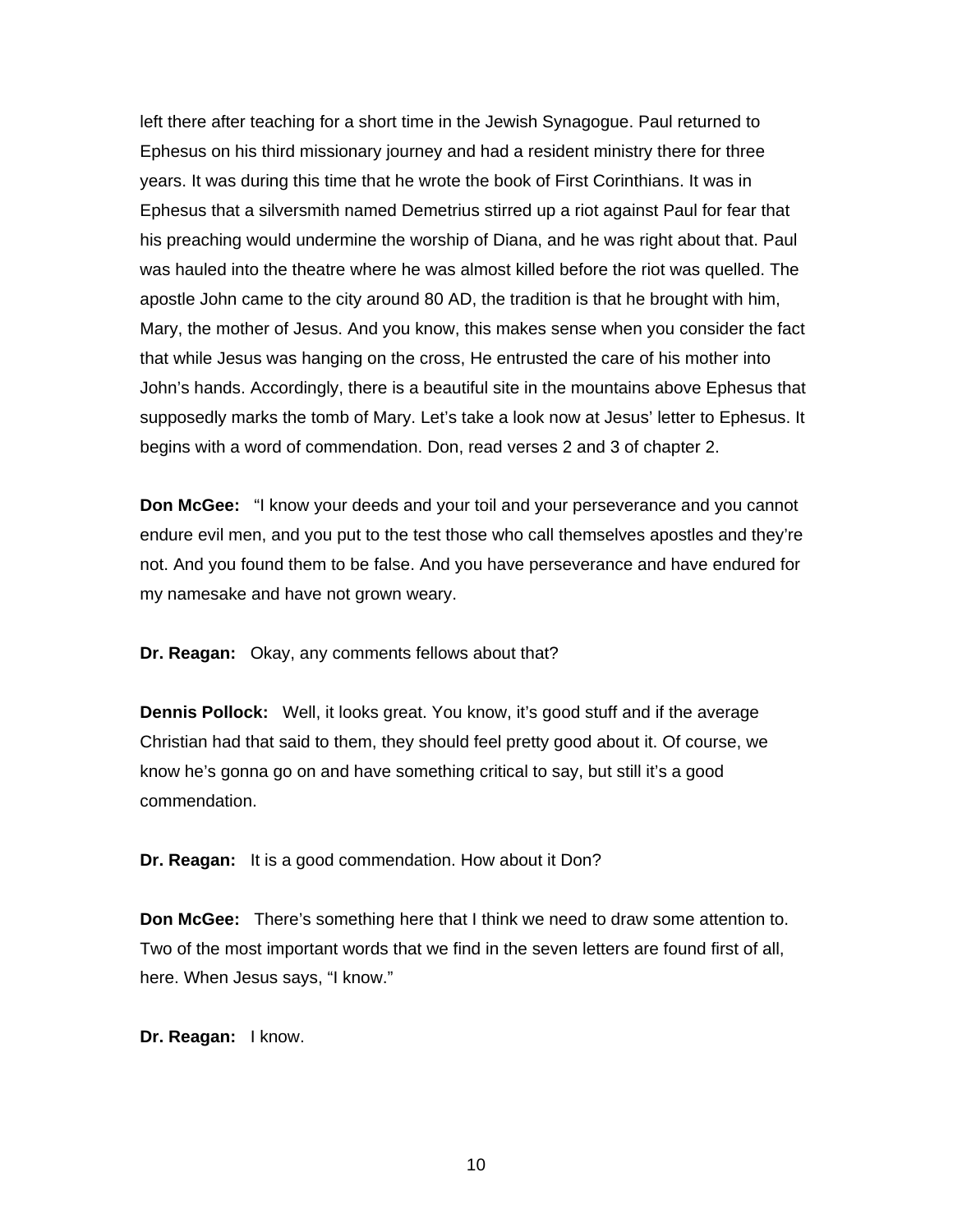left there after teaching for a short time in the Jewish Synagogue. Paul returned to Ephesus on his third missionary journey and had a resident ministry there for three years. It was during this time that he wrote the book of First Corinthians. It was in Ephesus that a silversmith named Demetrius stirred up a riot against Paul for fear that his preaching would undermine the worship of Diana, and he was right about that. Paul was hauled into the theatre where he was almost killed before the riot was quelled. The apostle John came to the city around 80 AD, the tradition is that he brought with him, Mary, the mother of Jesus. And you know, this makes sense when you consider the fact that while Jesus was hanging on the cross, He entrusted the care of his mother into John's hands. Accordingly, there is a beautiful site in the mountains above Ephesus that supposedly marks the tomb of Mary. Let's take a look now at Jesus' letter to Ephesus. It begins with a word of commendation. Don, read verses 2 and 3 of chapter 2.

**Don McGee:** "I know your deeds and your toil and your perseverance and you cannot endure evil men, and you put to the test those who call themselves apostles and they're not. And you found them to be false. And you have perseverance and have endured for my namesake and have not grown weary.

**Dr. Reagan:** Okay, any comments fellows about that?

**Dennis Pollock:** Well, it looks great. You know, it's good stuff and if the average Christian had that said to them, they should feel pretty good about it. Of course, we know he's gonna go on and have something critical to say, but still it's a good commendation.

**Dr. Reagan:** It is a good commendation. How about it Don?

**Don McGee:** There's something here that I think we need to draw some attention to. Two of the most important words that we find in the seven letters are found first of all, here. When Jesus says, "I know."

**Dr. Reagan:** I know.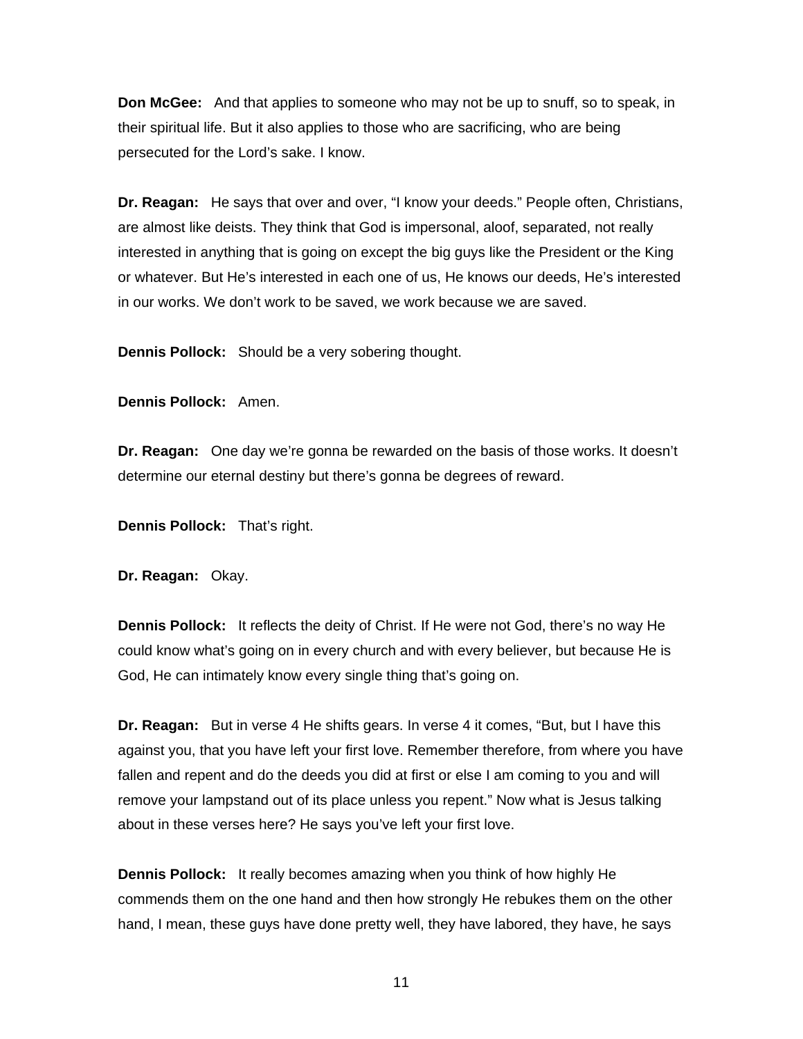**Don McGee:** And that applies to someone who may not be up to snuff, so to speak, in their spiritual life. But it also applies to those who are sacrificing, who are being persecuted for the Lord's sake. I know.

**Dr. Reagan:** He says that over and over, "I know your deeds." People often, Christians, are almost like deists. They think that God is impersonal, aloof, separated, not really interested in anything that is going on except the big guys like the President or the King or whatever. But He's interested in each one of us, He knows our deeds, He's interested in our works. We don't work to be saved, we work because we are saved.

**Dennis Pollock:** Should be a very sobering thought.

**Dennis Pollock:** Amen.

**Dr. Reagan:** One day we're gonna be rewarded on the basis of those works. It doesn't determine our eternal destiny but there's gonna be degrees of reward.

**Dennis Pollock:** That's right.

**Dr. Reagan:** Okay.

**Dennis Pollock:** It reflects the deity of Christ. If He were not God, there's no way He could know what's going on in every church and with every believer, but because He is God, He can intimately know every single thing that's going on.

**Dr. Reagan:** But in verse 4 He shifts gears. In verse 4 it comes, "But, but I have this against you, that you have left your first love. Remember therefore, from where you have fallen and repent and do the deeds you did at first or else I am coming to you and will remove your lampstand out of its place unless you repent." Now what is Jesus talking about in these verses here? He says you've left your first love.

**Dennis Pollock:** It really becomes amazing when you think of how highly He commends them on the one hand and then how strongly He rebukes them on the other hand, I mean, these guys have done pretty well, they have labored, they have, he says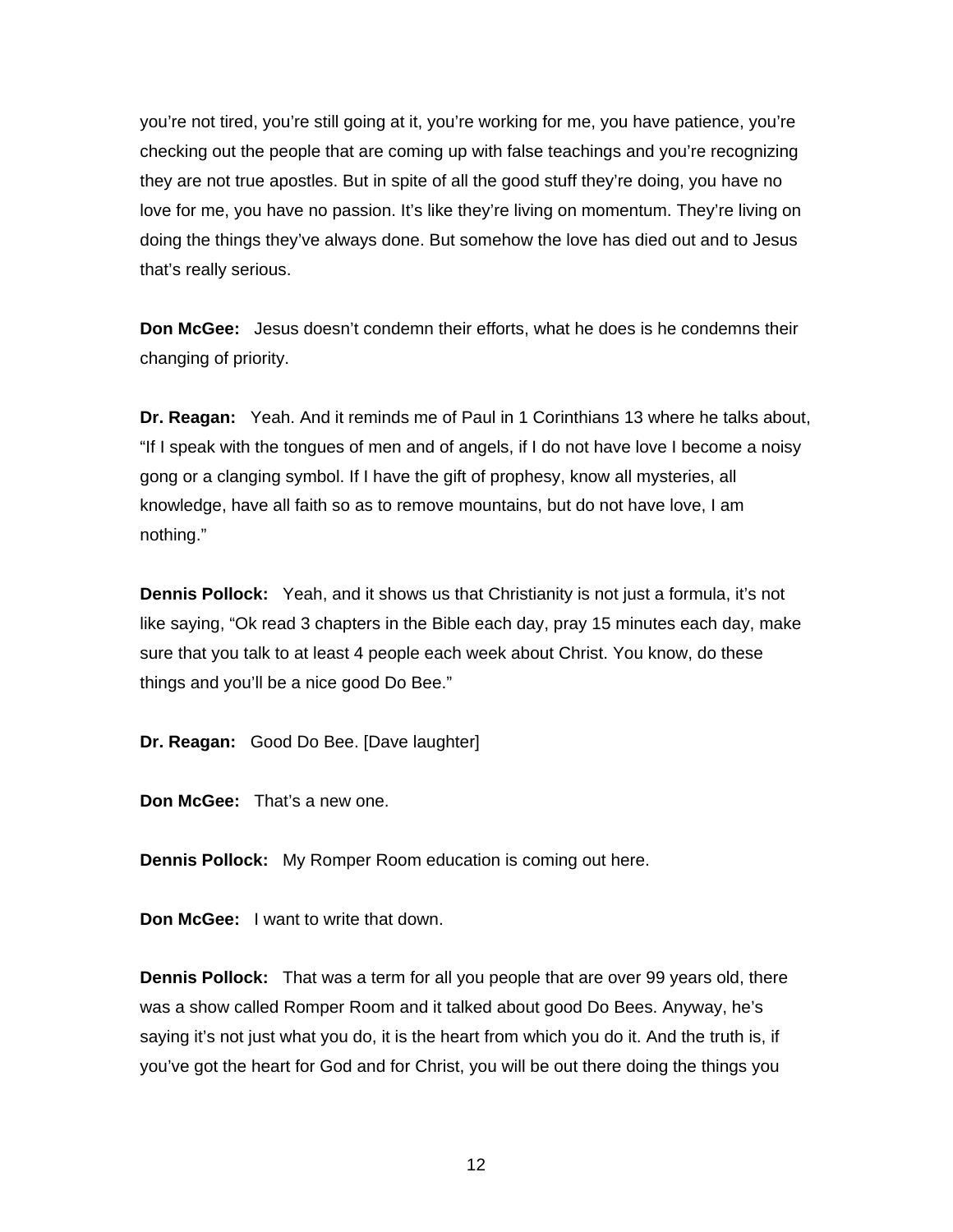you're not tired, you're still going at it, you're working for me, you have patience, you're checking out the people that are coming up with false teachings and you're recognizing they are not true apostles. But in spite of all the good stuff they're doing, you have no love for me, you have no passion. It's like they're living on momentum. They're living on doing the things they've always done. But somehow the love has died out and to Jesus that's really serious.

**Don McGee:** Jesus doesn't condemn their efforts, what he does is he condemns their changing of priority.

**Dr. Reagan:** Yeah. And it reminds me of Paul in 1 Corinthians 13 where he talks about, "If I speak with the tongues of men and of angels, if I do not have love I become a noisy gong or a clanging symbol. If I have the gift of prophesy, know all mysteries, all knowledge, have all faith so as to remove mountains, but do not have love, I am nothing."

**Dennis Pollock:** Yeah, and it shows us that Christianity is not just a formula, it's not like saying, "Ok read 3 chapters in the Bible each day, pray 15 minutes each day, make sure that you talk to at least 4 people each week about Christ. You know, do these things and you'll be a nice good Do Bee."

**Dr. Reagan:** Good Do Bee. [Dave laughter]

**Don McGee:** That's a new one.

**Dennis Pollock:** My Romper Room education is coming out here.

**Don McGee:** I want to write that down.

**Dennis Pollock:** That was a term for all you people that are over 99 years old, there was a show called Romper Room and it talked about good Do Bees. Anyway, he's saying it's not just what you do, it is the heart from which you do it. And the truth is, if you've got the heart for God and for Christ, you will be out there doing the things you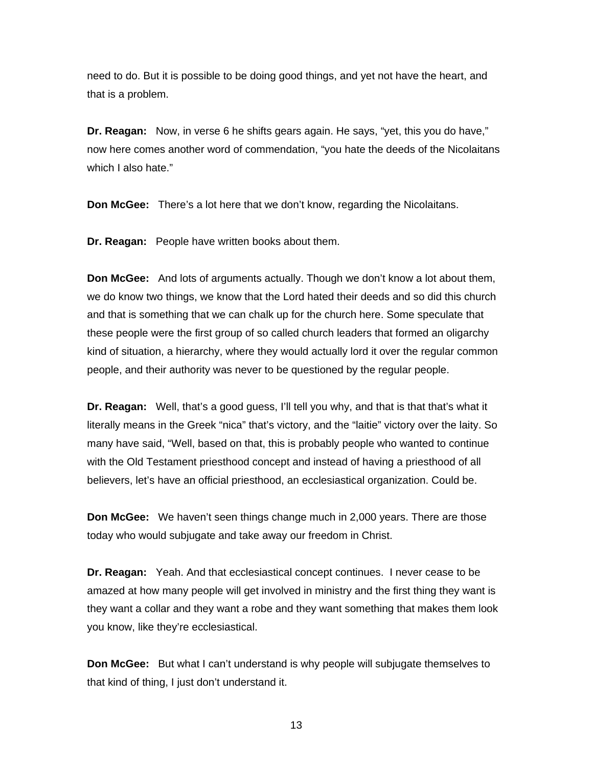need to do. But it is possible to be doing good things, and yet not have the heart, and that is a problem.

**Dr. Reagan:** Now, in verse 6 he shifts gears again. He says, “yet, this you do have,” now here comes another word of commendation, “you hate the deeds of the Nicolaitans which I also hate.”

**Don McGee:** There’s a lot here that we don’t know, regarding the Nicolaitans.

**Dr. Reagan:** People have written books about them.

**Don McGee:** And lots of arguments actually. Though we don’t know a lot about them, we do know two things, we know that the Lord hated their deeds and so did this church and that is something that we can chalk up for the church here. Some speculate that these people were the first group of so called church leaders that formed an oligarchy kind of situation, a hierarchy, where they would actually lord it over the regular common people, and their authority was never to be questioned by the regular people.

**Dr. Reagan:** Well, that’s a good guess, I’ll tell you why, and that is that that’s what it literally means in the Greek “nica” that’s victory, and the “laitie” victory over the laity. So many have said, “Well, based on that, this is probably people who wanted to continue with the Old Testament priesthood concept and instead of having a priesthood of all believers, let’s have an official priesthood, an ecclesiastical organization. Could be.

**Don McGee:** We haven’t seen things change much in 2,000 years. There are those today who would subjugate and take away our freedom in Christ.

**Dr. Reagan:** Yeah. And that ecclesiastical concept continues. I never cease to be amazed at how many people will get involved in ministry and the first thing they want is they want a collar and they want a robe and they want something that makes them look you know, like they’re ecclesiastical.

**Don McGee:** But what I can’t understand is why people will subjugate themselves to that kind of thing, I just don’t understand it.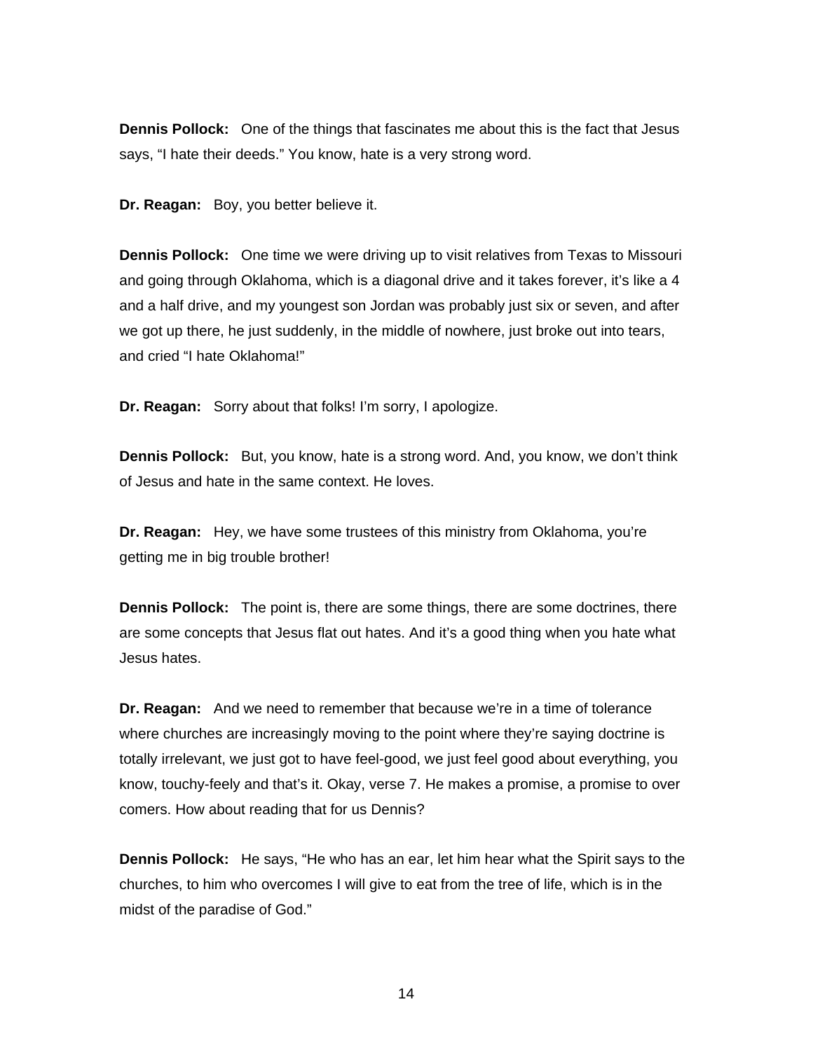**Dennis Pollock:** One of the things that fascinates me about this is the fact that Jesus says, "I hate their deeds." You know, hate is a very strong word.

**Dr. Reagan:** Boy, you better believe it.

**Dennis Pollock:** One time we were driving up to visit relatives from Texas to Missouri and going through Oklahoma, which is a diagonal drive and it takes forever, it's like a 4 and a half drive, and my youngest son Jordan was probably just six or seven, and after we got up there, he just suddenly, in the middle of nowhere, just broke out into tears, and cried "I hate Oklahoma!"

**Dr. Reagan:** Sorry about that folks! I'm sorry, I apologize.

**Dennis Pollock:** But, you know, hate is a strong word. And, you know, we don't think of Jesus and hate in the same context. He loves.

**Dr. Reagan:** Hey, we have some trustees of this ministry from Oklahoma, you're getting me in big trouble brother!

**Dennis Pollock:** The point is, there are some things, there are some doctrines, there are some concepts that Jesus flat out hates. And it's a good thing when you hate what Jesus hates.

**Dr. Reagan:** And we need to remember that because we're in a time of tolerance where churches are increasingly moving to the point where they're saying doctrine is totally irrelevant, we just got to have feel-good, we just feel good about everything, you know, touchy-feely and that's it. Okay, verse 7. He makes a promise, a promise to over comers. How about reading that for us Dennis?

**Dennis Pollock:** He says, "He who has an ear, let him hear what the Spirit says to the churches, to him who overcomes I will give to eat from the tree of life, which is in the midst of the paradise of God."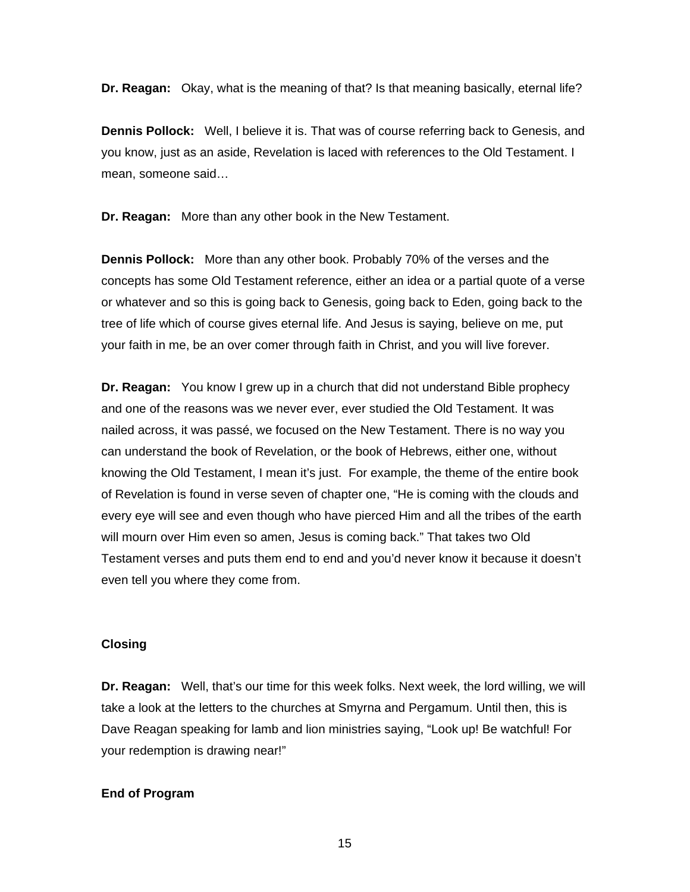**Dr. Reagan:** Okay, what is the meaning of that? Is that meaning basically, eternal life?

**Dennis Pollock:** Well, I believe it is. That was of course referring back to Genesis, and you know, just as an aside, Revelation is laced with references to the Old Testament. I mean, someone said…

**Dr. Reagan:** More than any other book in the New Testament.

**Dennis Pollock:** More than any other book. Probably 70% of the verses and the concepts has some Old Testament reference, either an idea or a partial quote of a verse or whatever and so this is going back to Genesis, going back to Eden, going back to the tree of life which of course gives eternal life. And Jesus is saying, believe on me, put your faith in me, be an over comer through faith in Christ, and you will live forever.

**Dr. Reagan:** You know I grew up in a church that did not understand Bible prophecy and one of the reasons was we never ever, ever studied the Old Testament. It was nailed across, it was passé, we focused on the New Testament. There is no way you can understand the book of Revelation, or the book of Hebrews, either one, without knowing the Old Testament, I mean it's just. For example, the theme of the entire book of Revelation is found in verse seven of chapter one, "He is coming with the clouds and every eye will see and even though who have pierced Him and all the tribes of the earth will mourn over Him even so amen, Jesus is coming back." That takes two Old Testament verses and puts them end to end and you'd never know it because it doesn't even tell you where they come from.

**Closing**

**Dr. Reagan:** Well, that's our time for this week folks. Next week, the lord willing, we will take a look at the letters to the churches at Smyrna and Pergamum. Until then, this is Dave Reagan speaking for lamb and lion ministries saying, "Look up! Be watchful! For your redemption is drawing near!"

**End of Program**